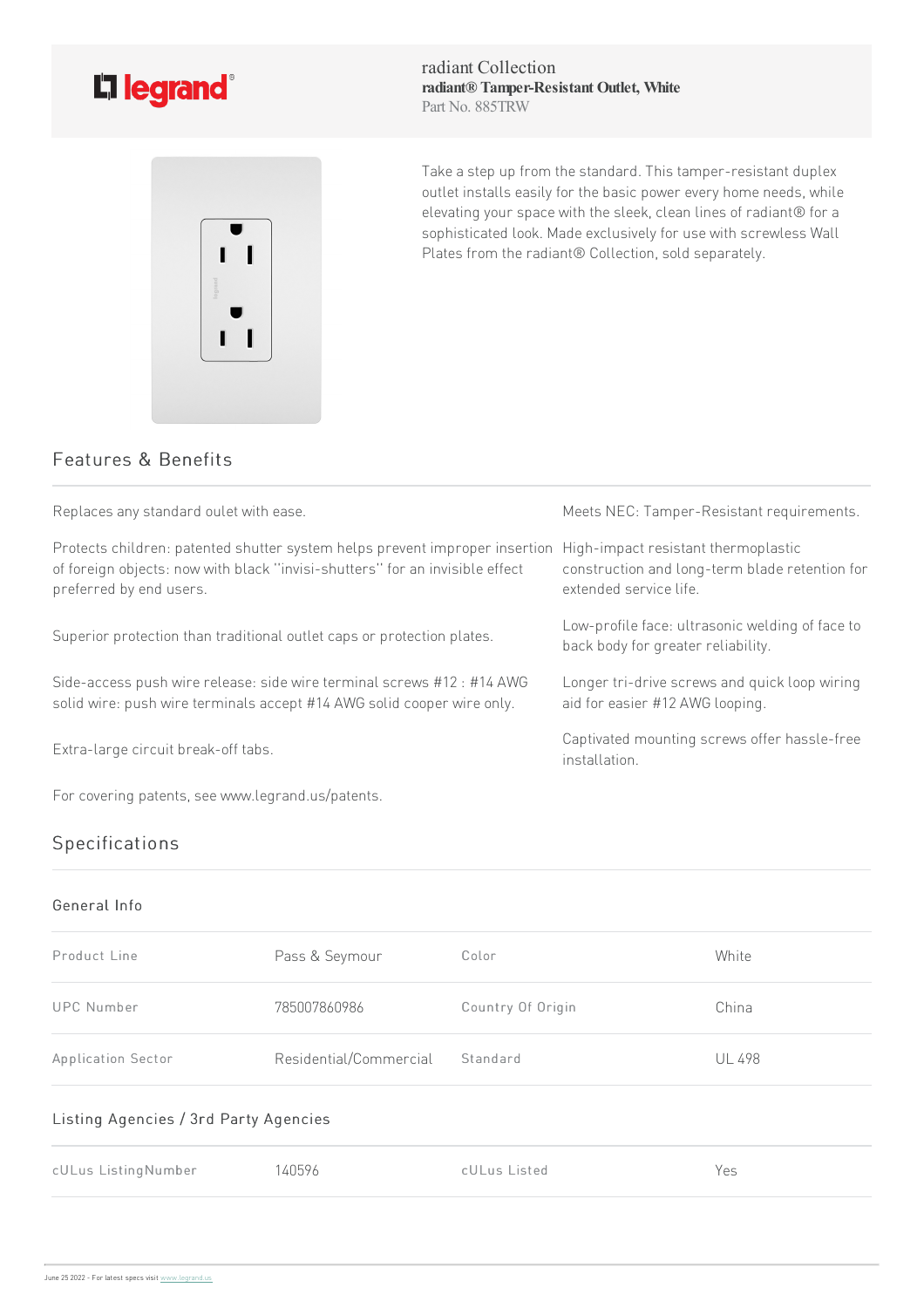legrand

radiant Collection

**radiant® Tamper-Resistant Outlet, White**

Part No. 885TRW

Take a step up from the standard. This tamper-resistant duplex outlet installs easily for the basic power every home needs, while elevating your space with the sleek, clean lines of radiant® for a sophisticated look. Made exclusively for use with screwless Wall Plates from the radiant® Collection, sold separately.

## Features & Benefits

Replaces any standard oulet with ease.

Protects children: patented shutter system helps prevent improper insertion of foreign objects: now with black "invisi-shutters" for an invisible effect preferred by end users.

Superior protection than traditional outlet caps or protection plates.

Side-access push wire release: side wire terminal screws #12 : #14 AWG solid wire: push wire terminals accept #14 AWG solid cooper wire only.

Extra-large circuit break-off tabs.

For covering patents, see www.legrand.us/patents.

Meets NEC: Tamper-Resistant requirements.

High-impact resistant thermoplastic construction and long-term blade retention for extended service life.

Low-profile face: ultrasonic welding of face to back body for greater reliability.

Longer tri-drive screws and quick loop wiring aid for easier #12 AWG looping.

Captivated mounting screws offer hassle-free installation.

## Specifications

### General Info

| | | | |
|---|---|---|---|
| Product Line | Pass & Seymour | Color | White |
| UPC Number | 785007860986 | Country Of Origin | China |
| Application Sector | Residential/Commercial | Standard | UL 498 |

### Listing Agencies / 3rd Party Agencies

| | | | |
|---|---|---|---|
| cULus ListingNumber | 140596 | cULus Listed | Yes |

June 25 2022 - For latest specs visit www.legrand.us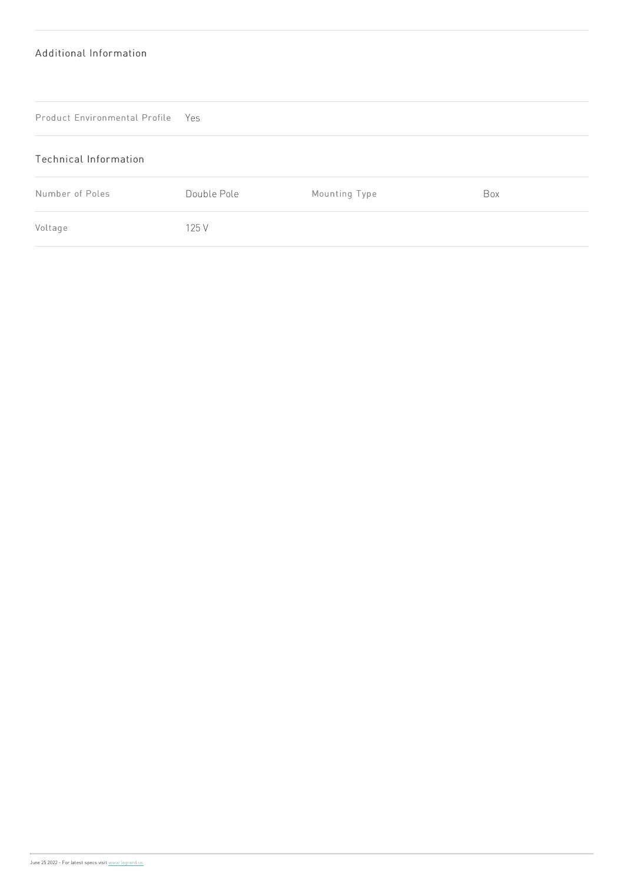## Additional Information

| | |
|---|---|
| Product Environmental Profile | Yes |

## Technical Information

| | | | |
|---|---|---|---|
| Number of Poles | Double Pole | Mounting Type | Box |
| Voltage | 125 V | | |

June 25 2022 - For latest specs visit www.legrand.us